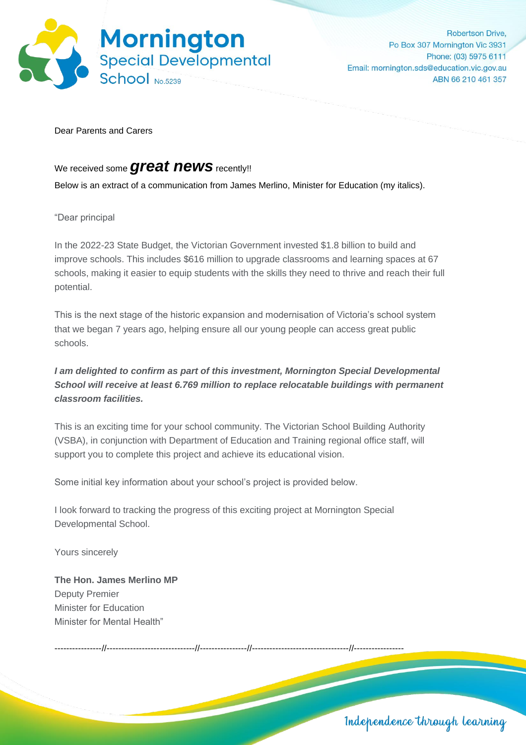# Mornington Special Developmental School No.5239

Robertson Drive,
Po Box 307 Mornington Vic 3931
Phone: (03) 5975 6111
Email: mornington.sds@education.vic.gov.au
ABN 66 210 461 357

Dear Parents and Carers

We received some ***great news*** recently!!

Below is an extract of a communication from James Merlino, Minister for Education (my italics).

"Dear principal

In the 2022-23 State Budget, the Victorian Government invested $1.8 billion to build and improve schools. This includes $616 million to upgrade classrooms and learning spaces at 67 schools, making it easier to equip students with the skills they need to thrive and reach their full potential.

This is the next stage of the historic expansion and modernisation of Victoria's school system that we began 7 years ago, helping ensure all our young people can access great public schools.

***I am delighted to confirm as part of this investment, Mornington Special Developmental School will receive at least 6.769 million to replace relocatable buildings with permanent classroom facilities.***

This is an exciting time for your school community. The Victorian School Building Authority (VSBA), in conjunction with Department of Education and Training regional office staff, will support you to complete this project and achieve its educational vision.

Some initial key information about your school's project is provided below.

I look forward to tracking the progress of this exciting project at Mornington Special Developmental School.

Yours sincerely

**The Hon. James Merlino MP**
Deputy Premier
Minister for Education
Minister for Mental Health"

----------------//------------------------------//----------------//---------------------------------//-----------------

Independence through learning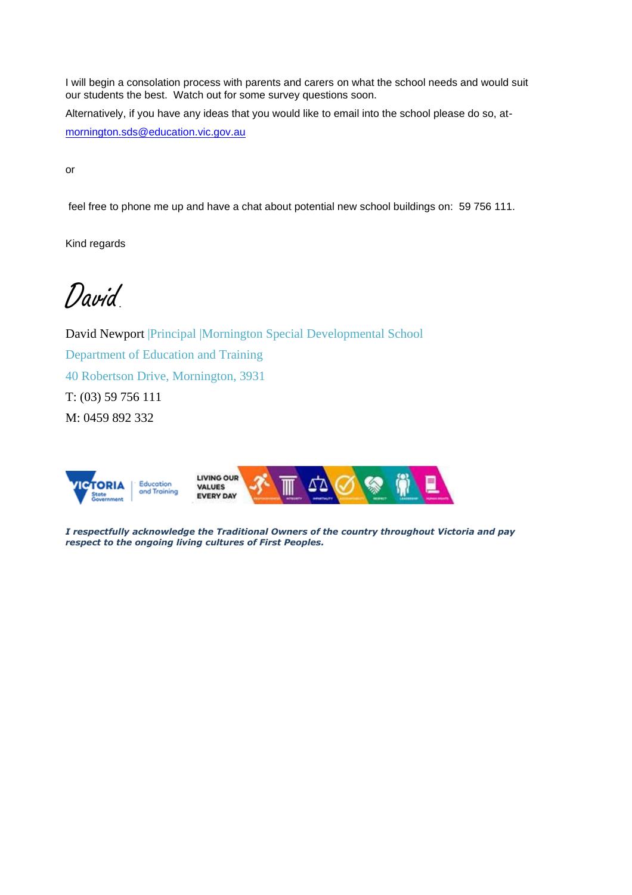I will begin a consolation process with parents and carers on what the school needs and would suit our students the best. Watch out for some survey questions soon.

Alternatively, if you have any ideas that you would like to email into the school please do so, at- mornington.sds@education.vic.gov.au

or

feel free to phone me up and have a chat about potential new school buildings on: 59 756 111.

Kind regards

David

David Newport |Principal |Mornington Special Developmental School

Department of Education and Training

40 Robertson Drive, Mornington, 3931

T: (03) 59 756 111

M: 0459 892 332

VICTORIA State Government | Education and Training

LIVING OUR VALUES EVERY DAY

*I respectfully acknowledge the Traditional Owners of the country throughout Victoria and pay respect to the ongoing living cultures of First Peoples.*